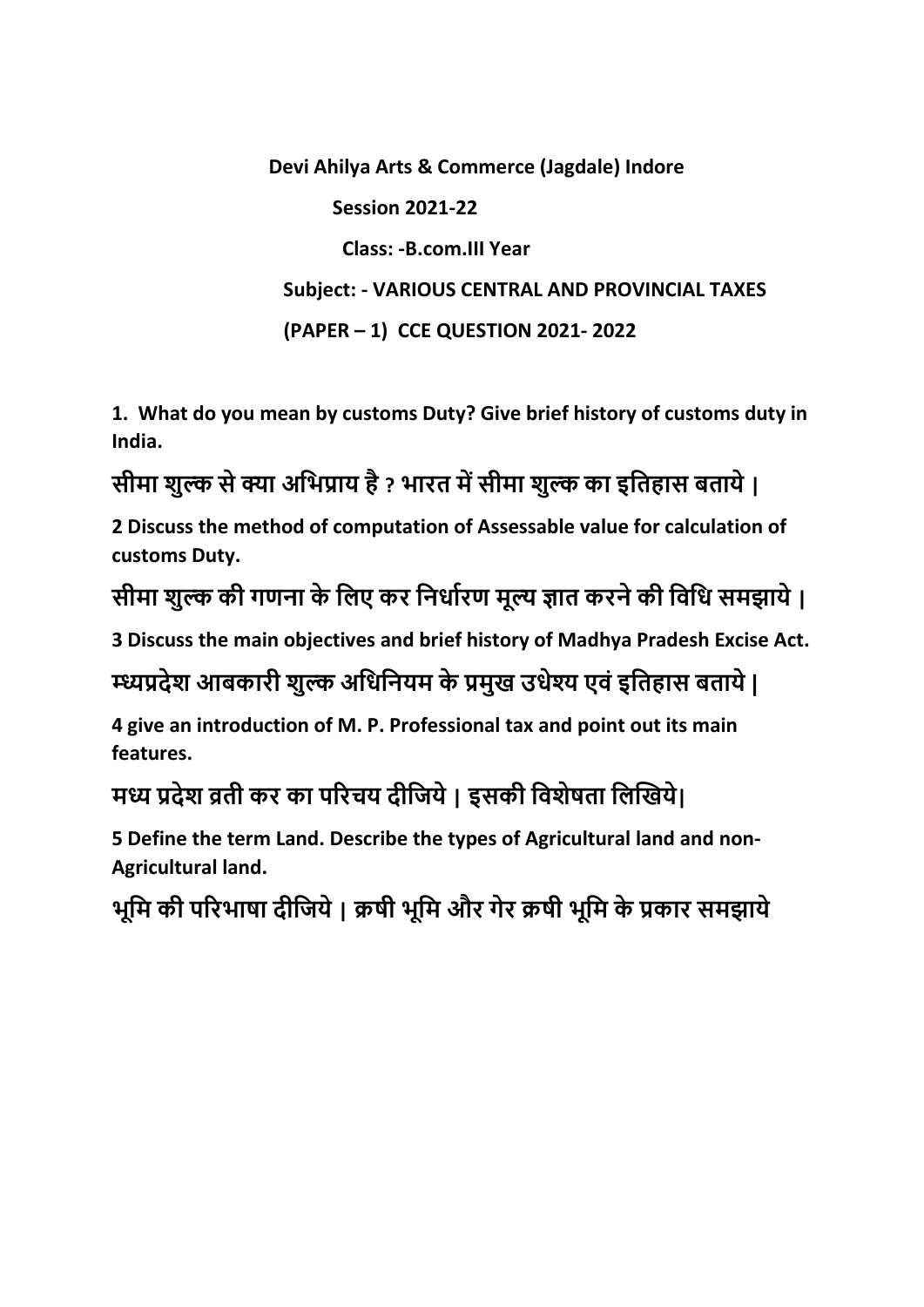**Devi Ahilya Arts & Commerce (Jagdale) Indore**

**Session 2021-22**

**Class: -B.com.III Year**

**Subject: - VARIOUS CENTRAL AND PROVINCIAL TAXES**

**(PAPER – 1) CCE QUESTION 2021- 2022**

**1. What do you mean by customs Duty? Give brief history of customs duty in India.**

**सीमा शुल्क से क्या अभिप्राय है ? भारत में सीमा शुल्क का इतिहास बताये |**

**2 Discuss the method of computation of Assessable value for calculation of customs Duty.**

**सीमा शुल्क की गणना के लिए कर निर्धारण मूल्य ज्ञात करने की विधि समझाये |**

**3 Discuss the main objectives and brief history of Madhya Pradesh Excise Act.**

**म्ध्यप्रदेश आबकारी शुल्क अधिनियम के प्रमुख उधेश्य एवं इतिहास बताये |**

**4 give an introduction of M. P. Professional tax and point out its main features.**

**मध्य प्रदेश व्रती कर का परिचय दीजिये | इसकी विशेषता लिखिये|**

**5 Define the term Land. Describe the types of Agricultural land and non-Agricultural land.**

**भूमि की परिभाषा दीजिये | क्रषी भूमि और गेर क्रषी भूमि के प्रकार समझाये**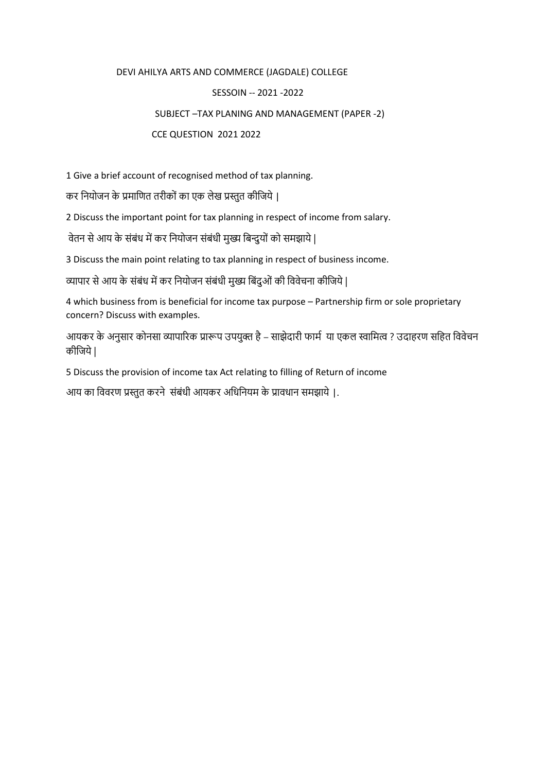DEVI AHILYA ARTS AND COMMERCE (JAGDALE) COLLEGE

SESSOIN -- 2021 -2022

SUBJECT –TAX PLANING AND MANAGEMENT (PAPER -2)

CCE QUESTION 2021 2022

1 Give a brief account of recognised method of tax planning.

कर नियोजन के प्रमाणित तरीकों का एक लेख प्रस्तुत कीजिये |

2 Discuss the important point for tax planning in respect of income from salary.

वेतन से आय के संबंध में कर नियोजन संबंधी मुख्य बिन्दुयों को समझाये |

3 Discuss the main point relating to tax planning in respect of business income.

व्यापार से आय के संबंध में कर नियोजन संबंधी मुख्य बिंदुओं की विवेचना कीजिये |

4 which business from is beneficial for income tax purpose – Partnership firm or sole proprietary concern? Discuss with examples.

आयकर के अनुसार कोनसा व्यापारिक प्रारूप उपयुक्त है – साझेदारी फार्म या एकल स्वामित्व ? उदाहरण सहित विवेचन कीजिये |

5 Discuss the provision of income tax Act relating to filling of Return of income

आय का विवरण प्रस्तुत करने संबंधी आयकर अधिनियम के प्रावधान समझाये |.